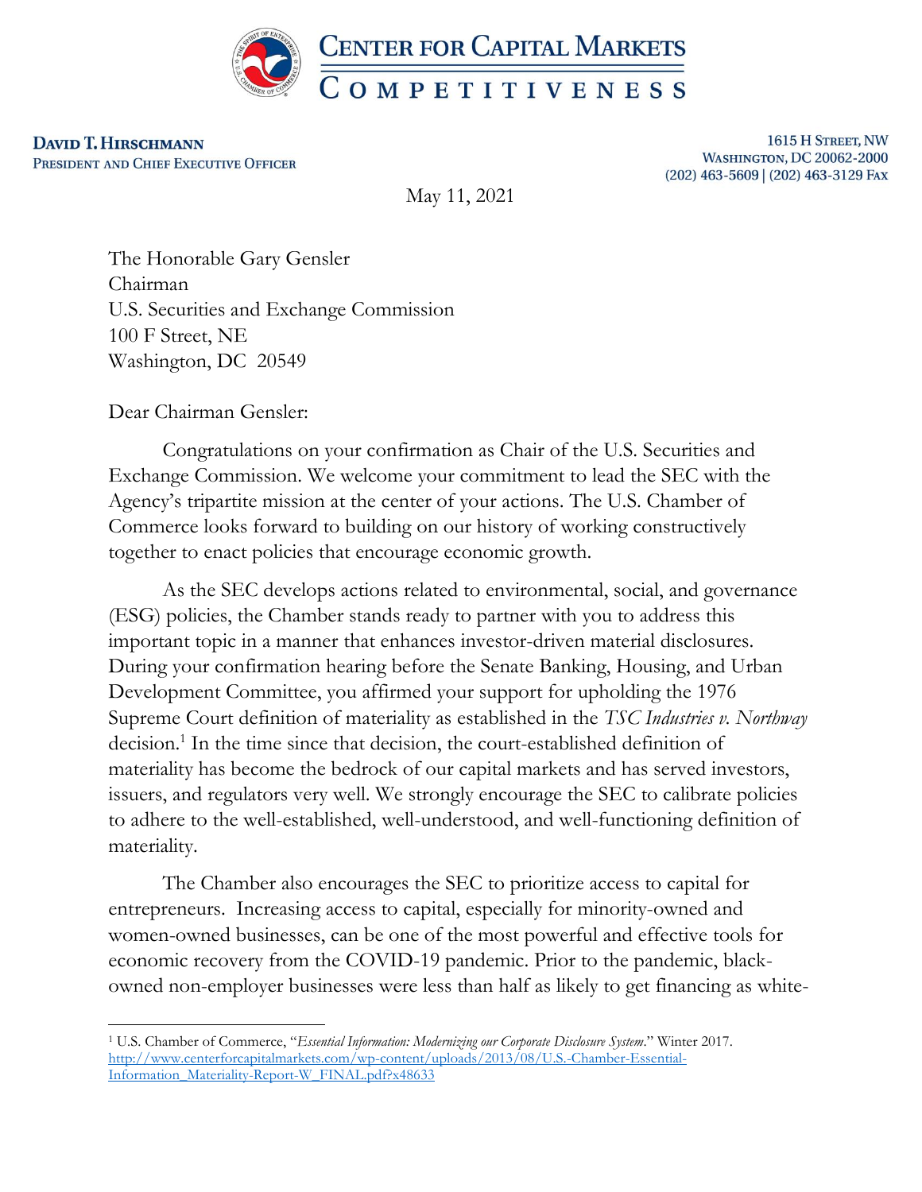**CENTER FOR CAPITAL MARKETS COMPETITIVENESS**

**DAVID T. HIRSCHMANN**
PRESIDENT AND CHIEF EXECUTIVE OFFICER

1615 H STREET, NW
WASHINGTON, DC 20062-2000
(202) 463-5609 | (202) 463-3129 FAX

May 11, 2021

The Honorable Gary Gensler
Chairman
U.S. Securities and Exchange Commission
100 F Street, NE
Washington, DC 20549

Dear Chairman Gensler:

Congratulations on your confirmation as Chair of the U.S. Securities and Exchange Commission. We welcome your commitment to lead the SEC with the Agency's tripartite mission at the center of your actions. The U.S. Chamber of Commerce looks forward to building on our history of working constructively together to enact policies that encourage economic growth.

As the SEC develops actions related to environmental, social, and governance (ESG) policies, the Chamber stands ready to partner with you to address this important topic in a manner that enhances investor-driven material disclosures. During your confirmation hearing before the Senate Banking, Housing, and Urban Development Committee, you affirmed your support for upholding the 1976 Supreme Court definition of materiality as established in the *TSC Industries v. Northway* decision.[1] In the time since that decision, the court-established definition of materiality has become the bedrock of our capital markets and has served investors, issuers, and regulators very well. We strongly encourage the SEC to calibrate policies to adhere to the well-established, well-understood, and well-functioning definition of materiality.

The Chamber also encourages the SEC to prioritize access to capital for entrepreneurs. Increasing access to capital, especially for minority-owned and women-owned businesses, can be one of the most powerful and effective tools for economic recovery from the COVID-19 pandemic. Prior to the pandemic, black-owned non-employer businesses were less than half as likely to get financing as white-

---

[1] U.S. Chamber of Commerce, "*Essential Information: Modernizing our Corporate Disclosure System*." Winter 2017. http://www.centerforcapitalmarkets.com/wp-content/uploads/2013/08/U.S.-Chamber-Essential-Information_Materiality-Report-W_FINAL.pdf?x48633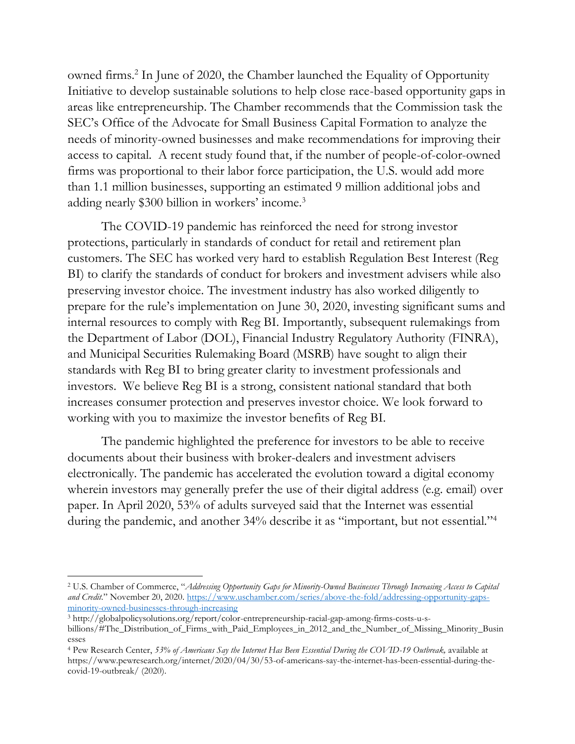owned firms.[2] In June of 2020, the Chamber launched the Equality of Opportunity Initiative to develop sustainable solutions to help close race-based opportunity gaps in areas like entrepreneurship. The Chamber recommends that the Commission task the SEC's Office of the Advocate for Small Business Capital Formation to analyze the needs of minority-owned businesses and make recommendations for improving their access to capital. A recent study found that, if the number of people-of-color-owned firms was proportional to their labor force participation, the U.S. would add more than 1.1 million businesses, supporting an estimated 9 million additional jobs and adding nearly $300 billion in workers' income.[3]

The COVID-19 pandemic has reinforced the need for strong investor protections, particularly in standards of conduct for retail and retirement plan customers. The SEC has worked very hard to establish Regulation Best Interest (Reg BI) to clarify the standards of conduct for brokers and investment advisers while also preserving investor choice. The investment industry has also worked diligently to prepare for the rule's implementation on June 30, 2020, investing significant sums and internal resources to comply with Reg BI. Importantly, subsequent rulemakings from the Department of Labor (DOL), Financial Industry Regulatory Authority (FINRA), and Municipal Securities Rulemaking Board (MSRB) have sought to align their standards with Reg BI to bring greater clarity to investment professionals and investors. We believe Reg BI is a strong, consistent national standard that both increases consumer protection and preserves investor choice. We look forward to working with you to maximize the investor benefits of Reg BI.

The pandemic highlighted the preference for investors to be able to receive documents about their business with broker-dealers and investment advisers electronically. The pandemic has accelerated the evolution toward a digital economy wherein investors may generally prefer the use of their digital address (e.g. email) over paper. In April 2020, 53% of adults surveyed said that the Internet was essential during the pandemic, and another 34% describe it as "important, but not essential."[4]

---

[2] U.S. Chamber of Commerce, "*Addressing Opportunity Gaps for Minority-Owned Businesses Through Increasing Access to Capital and Credit*." November 20, 2020. https://www.uschamber.com/series/above-the-fold/addressing-opportunity-gaps-minority-owned-businesses-through-increasing

[3] http://globalpolicysolutions.org/report/color-entrepreneurship-racial-gap-among-firms-costs-u-s-billions/#The_Distribution_of_Firms_with_Paid_Employees_in_2012_and_the_Number_of_Missing_Minority_Businesses

[4] Pew Research Center, *53% of Americans Say the Internet Has Been Essential During the COVID-19 Outbreak,* available at https://www.pewresearch.org/internet/2020/04/30/53-of-americans-say-the-internet-has-been-essential-during-the-covid-19-outbreak/ (2020).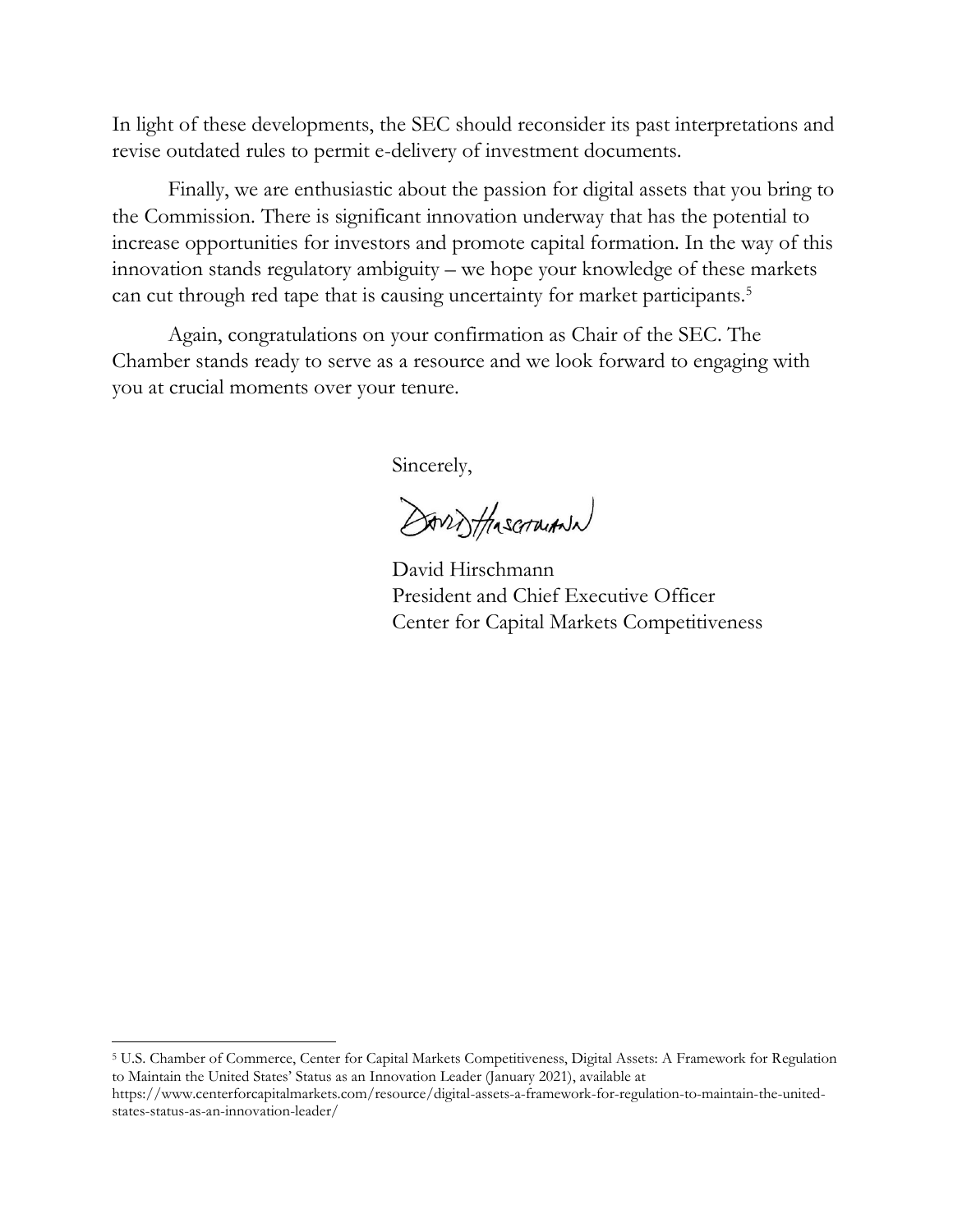In light of these developments, the SEC should reconsider its past interpretations and revise outdated rules to permit e-delivery of investment documents.

Finally, we are enthusiastic about the passion for digital assets that you bring to the Commission. There is significant innovation underway that has the potential to increase opportunities for investors and promote capital formation. In the way of this innovation stands regulatory ambiguity – we hope your knowledge of these markets can cut through red tape that is causing uncertainty for market participants.[5]

Again, congratulations on your confirmation as Chair of the SEC. The Chamber stands ready to serve as a resource and we look forward to engaging with you at crucial moments over your tenure.

Sincerely,

David Hirschmann
President and Chief Executive Officer
Center for Capital Markets Competitiveness

---

[5] U.S. Chamber of Commerce, Center for Capital Markets Competitiveness, Digital Assets: A Framework for Regulation to Maintain the United States' Status as an Innovation Leader (January 2021), available at https://www.centerforcapitalmarkets.com/resource/digital-assets-a-framework-for-regulation-to-maintain-the-united-states-status-as-an-innovation-leader/